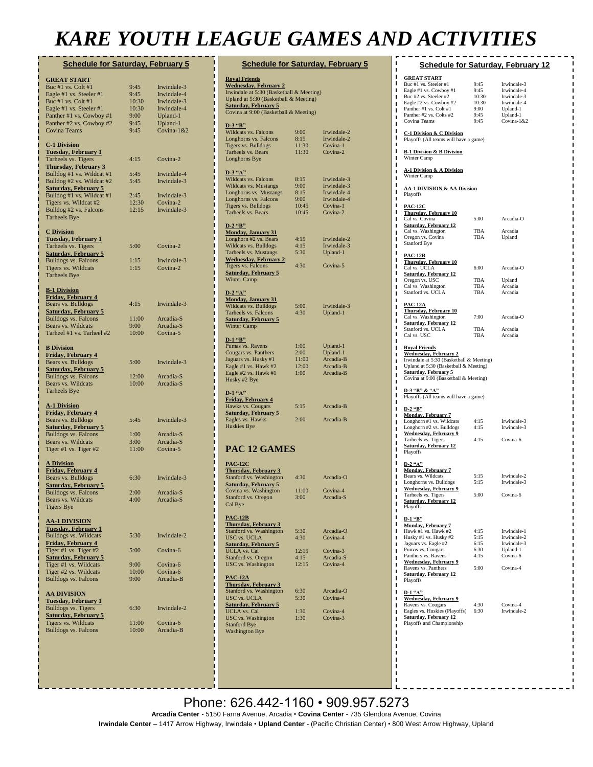# KARE YOUTH LEAGUE GAMES AND ACTIVITIES

## Schedule for Saturday, February 5

**GREAT START**

| | | |
|---|---|---|
| Buc #1 vs. Colt #1 | 9:45 | Irwindale-3 |
| Eagle #1 vs. Steeler #1 | 9:45 | Irwindale-4 |
| Buc #1 vs. Colt #1 | 10:30 | Irwindale-3 |
| Eagle #1 vs. Steeler #1 | 10:30 | Irwindale-4 |
| Panther #1 vs. Cowboy #1 | 9:00 | Upland-1 |
| Panther #2 vs. Cowboy #2 | 9:45 | Upland-1 |
| Covina Teams | 9:45 | Covina-1&2 |

**C-1 Division**

| | | |
|---|---|---|
| **Tuesday, February 1** | | |
| Tarheels vs. Tigers | 4:15 | Covina-2 |
| **Thursday, February 3** | | |
| Bulldog #1 vs. Wildcat #1 | 5:45 | Irwindale-4 |
| Bulldog #2 vs. Wildcat #2 | 5:45 | Irwindale-3 |
| **Saturday, February 5** | | |
| Bulldog #1 vs. Wildcat #1 | 2:45 | Irwindale-3 |
| Tigers vs. Wildcat #2 | 12:30 | Covina-2 |
| Bulldog #2 vs. Falcons | 12:15 | Irwindale-3 |
| Tarheels Bye | | |

**C Division**

| | | |
|---|---|---|
| **Tuesday, February 1** | | |
| Tarheels vs. Tigers | 5:00 | Covina-2 |
| **Saturday, February 5** | | |
| Bulldogs vs. Falcons | 1:15 | Irwindale-3 |
| Tigers vs. Wildcats | 1:15 | Covina-2 |
| Tarheels Bye | | |

**B-1 Division**

| | | |
|---|---|---|
| **Friday, February 4** | | |
| Bears vs. Bulldogs | 4:15 | Irwindale-3 |
| **Saturday, February 5** | | |
| Bulldogs vs. Falcons | 11:00 | Arcadia-S |
| Bears vs. Wildcats | 9:00 | Arcadia-S |
| Tarheel #1 vs. Tarheel #2 | 10:00 | Covina-5 |

**B Division**

| | | |
|---|---|---|
| **Friday, February 4** | | |
| Bears vs. Bulldogs | 5:00 | Irwindale-3 |
| **Saturday, February 5** | | |
| Bulldogs vs. Falcons | 12:00 | Arcadia-S |
| Bears vs. Wildcats | 10:00 | Arcadia-S |
| Tarheels Bye | | |

**A-1 Division**

| | | |
|---|---|---|
| **Friday, February 4** | | |
| Bears vs. Bulldogs | 5:45 | Irwindale-3 |
| **Saturday, February 5** | | |
| Bulldogs vs. Falcons | 1:00 | Arcadia-S |
| Bears vs. Wildcats | 3:00 | Arcadia-S |
| Tiger #1 vs. Tiger #2 | 11:00 | Covina-5 |

**A Division**

| | | |
|---|---|---|
| **Friday, February 4** | | |
| Bears vs. Bulldogs | 6:30 | Irwindale-3 |
| **Saturday, February 5** | | |
| Bulldogs vs. Falcons | 2:00 | Arcadia-S |
| Bears vs. Wildcats | 4:00 | Arcadia-S |
| Tigers Bye | | |

**AA-1 DIVISION**

| | | |
|---|---|---|
| **Tuesday, February 1** | | |
| Bulldogs vs. Wildcats | 5:30 | Irwindale-2 |
| **Friday, February 4** | | |
| Tiger #1 vs. Tiger #2 | 5:00 | Covina-6 |
| **Saturday, February 5** | | |
| Tiger #1 vs. Wildcats | 9:00 | Covina-6 |
| Tiger #2 vs. Wildcats | 10:00 | Covina-6 |
| Bulldogs vs. Falcons | 9:00 | Arcadia-B |

**AA DIVISION**

| | | |
|---|---|---|
| **Tuesday, February 1** | | |
| Bulldogs vs. Tigers | 6:30 | Irwindale-2 |
| **Saturday, February 5** | | |
| Tigers vs. Wildcats | 11:00 | Covina-6 |
| Bulldogs vs. Falcons | 10:00 | Arcadia-B |

## Schedule for Saturday, February 5

**Royal Friends**

**Wednesday, February 2**
Irwindale at 5:30 (Basketball & Meeting)
Upland at 5:30 (Basketball & Meeting)
**Saturday, February 5**
Covina at 9:00 (Basketball & Meeting)

**D-3 "B"**

| | | |
|---|---|---|
| Wildcats vs. Falcons | 9:00 | Irwindale-2 |
| Longhorns vs. Falcons | 8:15 | Irwindale-2 |
| Tigers vs. Bulldogs | 11:30 | Covina-1 |
| Tarheels vs. Bears | 11:30 | Covina-2 |
| Longhorns Bye | | |

**D-3 "A"**

| | | |
|---|---|---|
| Wildcats vs. Falcons | 8:15 | Irwindale-3 |
| Wildcats vs. Mustangs | 9:00 | Irwindale-3 |
| Longhorns vs. Mustangs | 8:15 | Irwindale-4 |
| Longhorns vs. Falcons | 9:00 | Irwindale-4 |
| Tigers vs. Bulldogs | 10:45 | Covina-1 |
| Tarheels vs. Bears | 10:45 | Covina-2 |

**D-2 "B"**

| | | |
|---|---|---|
| **Monday, January 31** | | |
| Longhorn #2 vs. Bears | 4:15 | Irwindale-2 |
| Wildcats vs. Bulldogs | 4:15 | Irwindale-3 |
| Tarheels vs. Mustangs | 5:30 | Upland-1 |
| **Wednesday, February 2** | | |
| Tigers vs. Falcons | 4:30 | Covina-5 |
| **Saturday, February 5** | | |
| Winter Camp | | |

**D-2 "A"**

| | | |
|---|---|---|
| **Monday, January 31** | | |
| Wildcats vs. Bulldogs | 5:00 | Irwindale-3 |
| Tarheels vs. Falcons | 4:30 | Upland-1 |
| **Saturday, February 5** | | |
| Winter Camp | | |

**D-1 "B"**

| | | |
|---|---|---|
| Pumas vs. Ravens | 1:00 | Upland-1 |
| Cougars vs. Panthers | 2:00 | Upland-1 |
| Jaguars vs. Husky #1 | 11:00 | Arcadia-B |
| Eagle #1 vs. Hawk #2 | 12:00 | Arcadia-B |
| Eagle #2 vs. Hawk #1 | 1:00 | Arcadia-B |
| Husky #2 Bye | | |

**D-1 "A"**

| | | |
|---|---|---|
| **Friday, February 4** | | |
| Hawks vs. Cougars | 5:15 | Arcadia-B |
| **Saturday, February 5** | | |
| Eagles vs. Hawks | 2:00 | Arcadia-B |
| Huskies Bye | | |

## PAC 12 GAMES

**PAC-12C**

| | | |
|---|---|---|
| **Thursday, February 3** | | |
| Stanford vs. Washington | 4:30 | Arcadia-O |
| **Saturday, February 5** | | |
| Covina vs. Washington | 11:00 | Covina-4 |
| Stanford vs. Oregon | 3:00 | Arcadia-S |
| Cal Bye | | |

**PAC-12B**

| | | |
|---|---|---|
| **Thursday, February 3** | | |
| Stanford vs. Washington | 5:30 | Arcadia-O |
| USC vs. UCLA | 4:30 | Covina-4 |
| **Saturday, February 5** | | |
| UCLA vs. Cal | 12:15 | Covina-3 |
| Stanford vs. Oregon | 4:15 | Arcadia-S |
| USC vs. Washington | 12:15 | Covina-4 |

**PAC-12A**

| | | |
|---|---|---|
| **Thursday, February 3** | | |
| Stanford vs. Washington | 6:30 | Arcadia-O |
| USC vs. UCLA | 5:30 | Covina-4 |
| **Saturday, February 5** | | |
| UCLA vs. Cal | 1:30 | Covina-4 |
| USC vs. Washington | 1:30 | Covina-3 |
| Stanford Bye | | |
| Washington Bye | | |

## Schedule for Saturday, February 12

**GREAT START**

| | | |
|---|---|---|
| Buc #1 vs. Steeler #1 | 9:45 | Irwindale-3 |
| Eagle #1 vs. Cowboy #1 | 9:45 | Irwindale-4 |
| Buc #2 vs. Steeler #2 | 10:30 | Irwindale-3 |
| Eagle #2 vs. Cowboy #2 | 10:30 | Irwindale-4 |
| Panther #1 vs. Colt #1 | 9:00 | Upland-1 |
| Panther #2 vs. Colts #2 | 9:45 | Upland-1 |
| Covina Teams | 9:45 | Covina-1&2 |

**C-1 Division & C Division**
Playoffs (All teams will have a game)

**B-1 Division & B Division**
Winter Camp

**A-1 Division & A Division**
Winter Camp

**AA-1 DIVISION & AA Division**
Playoffs

**PAC-12C**

| | | |
|---|---|---|
| **Thursday, February 10** | | |
| Cal vs. Covina | 5:00 | Arcadia-O |
| **Saturday, February 12** | | |
| Cal vs. Washington | TBA | Arcadia |
| Oregon vs. Covina | TBA | Upland |
| Stanford Bye | | |

**PAC-12B**

| | | |
|---|---|---|
| **Thursday, February 10** | | |
| Cal vs. UCLA | 6:00 | Arcadia-O |
| **Saturday, February 12** | | |
| Oregon vs. USC | TBA | Upland |
| Cal vs. Washington | TBA | Arcadia |
| Stanford vs. UCLA | TBA | Arcadia |

**PAC-12A**

| | | |
|---|---|---|
| **Thursday, February 10** | | |
| Cal vs. Washington | 7:00 | Arcadia-O |
| **Saturday, February 12** | | |
| Stanford vs. UCLA | TBA | Arcadia |
| Cal vs. USC | TBA | Arcadia |

**Royal Friends**

**Wednesday, February 2**
Irwindale at 5:30 (Basketball & Meeting)
Upland at 5:30 (Basketball & Meeting)
**Saturday, February 5**
Covina at 9:00 (Basketball & Meeting)

**D-3 "B" & "A"**
Playoffs (All teams will have a game)

**D-2 "B"**

| | | |
|---|---|---|
| **Monday, February 7** | | |
| Longhorn #1 vs. Wildcats | 4:15 | Irwindale-3 |
| Longhorn #2 vs. Bulldogs | 4:15 | Irwindale-3 |
| **Wednesday, February 9** | | |
| Tarheels vs. Tigers | 4:15 | Covina-6 |
| **Saturday, February 12** | | |
| Playoffs | | |

**D-2 "A"**

| | | |
|---|---|---|
| **Monday, February 7** | | |
| Bears vs. Wildcats | 5:15 | Irwindale-2 |
| Longhorns vs. Bulldogs | 5:15 | Irwindale-3 |
| **Wednesday, February 9** | | |
| Tarheels vs. Tigers | 5:00 | Covina-6 |
| **Saturday, February 12** | | |
| Playoffs | | |

**D-1 "B"**

| | | |
|---|---|---|
| **Monday, February 7** | | |
| Hawk #1 vs. Hawk #2 | 4:15 | Irwindale-1 |
| Husky #1 vs. Husky #2 | 5:15 | Irwindale-2 |
| Jaguars vs. Eagle #2 | 6:15 | Irwindale-3 |
| Pumas vs. Cougars | 6:30 | Upland-1 |
| Panthers vs. Ravens | 4:15 | Covina-6 |
| **Wednesday, February 9** | | |
| Ravens vs. Panthers | 5:00 | Covina-4 |
| **Saturday, February 12** | | |
| Playoffs | | |

**D-1 "A"**

| | | |
|---|---|---|
| **Wednesday, February 9** | | |
| Ravens vs. Cougars | 4:30 | Covina-4 |
| Eagles vs. Huskies (Playoffs) | 6:30 | Irwindale-2 |
| **Saturday, February 12** | | |
| Playoffs and Championship | | |

Phone: 626.442-1160 • 909.957.5273

**Arcadia Center** - 5150 Farna Avenue, Arcadia • **Covina Center** - 735 Glendora Avenue, Covina
**Irwindale Center** – 1417 Arrow Highway, Irwindale • **Upland Center** - (Pacific Christian Center) • 800 West Arrow Highway, Upland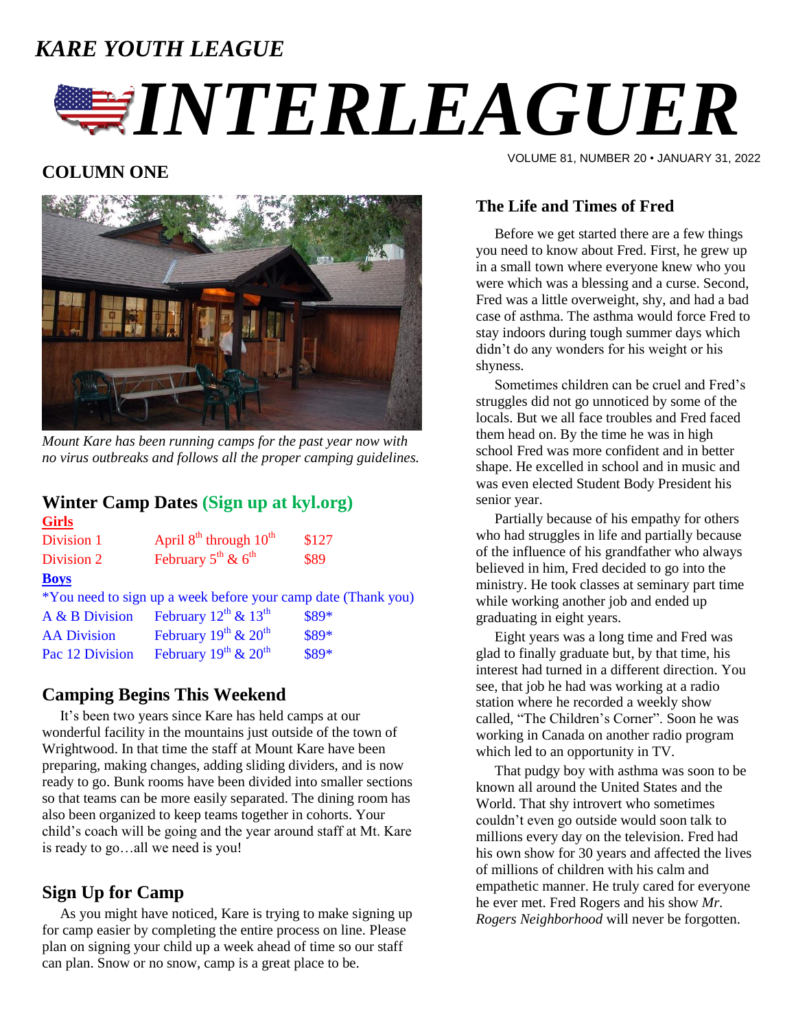*KARE YOUTH LEAGUE*

# *INTERLEAGUER*

VOLUME 81, NUMBER 20 • JANUARY 31, 2022

## COLUMN ONE

*Mount Kare has been running camps for the past year now with no virus outbreaks and follows all the proper camping guidelines.*

### Winter Camp Dates (Sign up at kyl.org)

**Girls**

| | | |
|---|---|---|
| Division 1 | April 8th through 10th | $127 |
| Division 2 | February 5th & 6th | $89 |

**Boys**

*You need to sign up a week before your camp date (Thank you)

| | | |
|---|---|---|
| A & B Division | February 12th & 13th | $89* |
| AA Division | February 19th & 20th | $89* |
| Pac 12 Division | February 19th & 20th | $89* |

### Camping Begins This Weekend

It's been two years since Kare has held camps at our wonderful facility in the mountains just outside of the town of Wrightwood. In that time the staff at Mount Kare have been preparing, making changes, adding sliding dividers, and is now ready to go. Bunk rooms have been divided into smaller sections so that teams can be more easily separated. The dining room has also been organized to keep teams together in cohorts. Your child's coach will be going and the year around staff at Mt. Kare is ready to go…all we need is you!

### Sign Up for Camp

As you might have noticed, Kare is trying to make signing up for camp easier by completing the entire process on line. Please plan on signing your child up a week ahead of time so our staff can plan. Snow or no snow, camp is a great place to be.

### The Life and Times of Fred

Before we get started there are a few things you need to know about Fred. First, he grew up in a small town where everyone knew who you were which was a blessing and a curse. Second, Fred was a little overweight, shy, and had a bad case of asthma. The asthma would force Fred to stay indoors during tough summer days which didn't do any wonders for his weight or his shyness.

Sometimes children can be cruel and Fred's struggles did not go unnoticed by some of the locals. But we all face troubles and Fred faced them head on. By the time he was in high school Fred was more confident and in better shape. He excelled in school and in music and was even elected Student Body President his senior year.

Partially because of his empathy for others who had struggles in life and partially because of the influence of his grandfather who always believed in him, Fred decided to go into the ministry. He took classes at seminary part time while working another job and ended up graduating in eight years.

Eight years was a long time and Fred was glad to finally graduate but, by that time, his interest had turned in a different direction. You see, that job he had was working at a radio station where he recorded a weekly show called, "The Children's Corner". Soon he was working in Canada on another radio program which led to an opportunity in TV.

That pudgy boy with asthma was soon to be known all around the United States and the World. That shy introvert who sometimes couldn't even go outside would soon talk to millions every day on the television. Fred had his own show for 30 years and affected the lives of millions of children with his calm and empathetic manner. He truly cared for everyone he ever met. Fred Rogers and his show *Mr. Rogers Neighborhood* will never be forgotten.